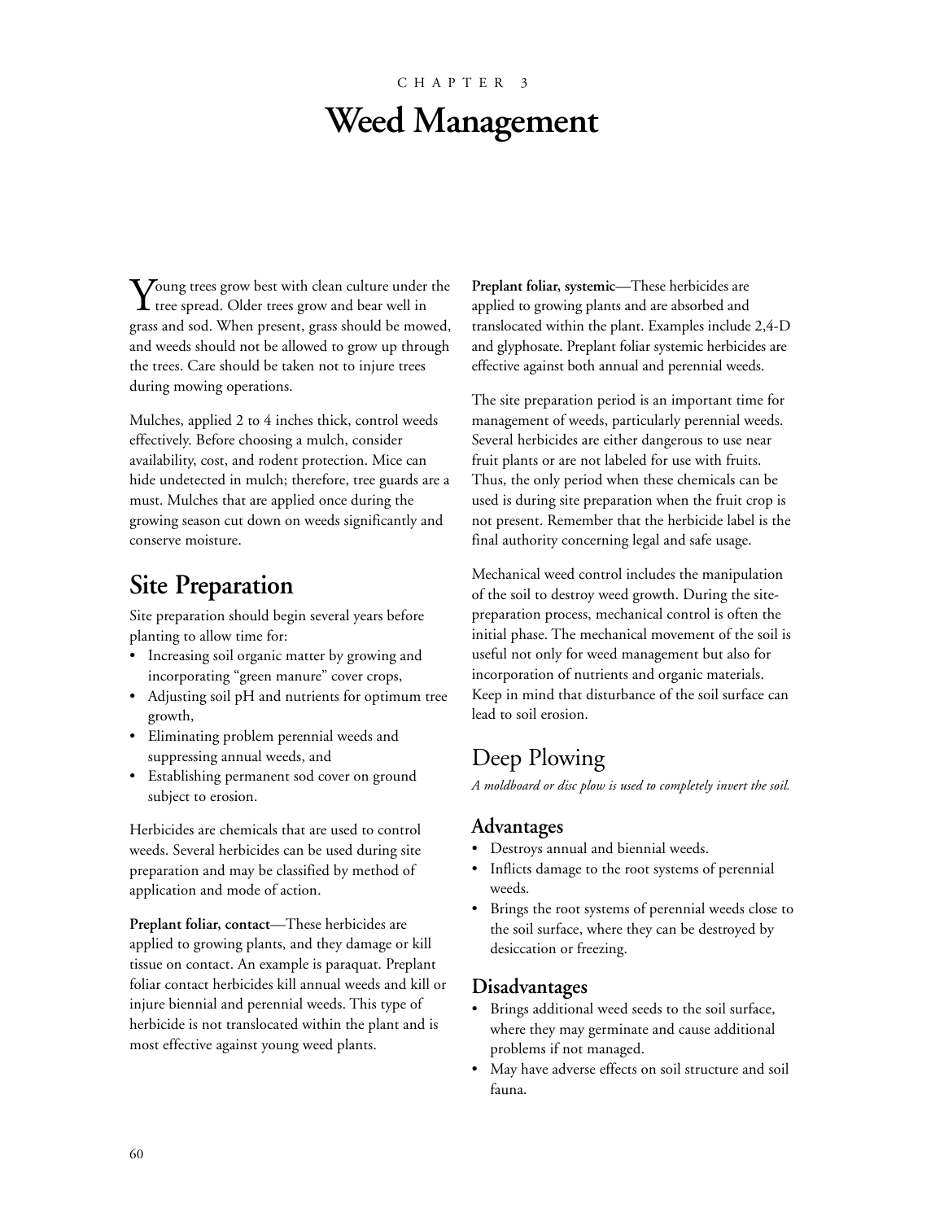CHAPTER 3

# Weed Management

Young trees grow best with clean culture under the tree spread. Older trees grow and bear well in grass and sod. When present, grass should be mowed, and weeds should not be allowed to grow up through the trees. Care should be taken not to injure trees during mowing operations.

Mulches, applied 2 to 4 inches thick, control weeds effectively. Before choosing a mulch, consider availability, cost, and rodent protection. Mice can hide undetected in mulch; therefore, tree guards are a must. Mulches that are applied once during the growing season cut down on weeds significantly and conserve moisture.

## Site Preparation

Site preparation should begin several years before planting to allow time for:

- Increasing soil organic matter by growing and incorporating "green manure" cover crops,
- Adjusting soil pH and nutrients for optimum tree growth,
- Eliminating problem perennial weeds and suppressing annual weeds, and
- Establishing permanent sod cover on ground subject to erosion.

Herbicides are chemicals that are used to control weeds. Several herbicides can be used during site preparation and may be classified by method of application and mode of action.

**Preplant foliar, contact**—These herbicides are applied to growing plants, and they damage or kill tissue on contact. An example is paraquat. Preplant foliar contact herbicides kill annual weeds and kill or injure biennial and perennial weeds. This type of herbicide is not translocated within the plant and is most effective against young weed plants.

**Preplant foliar, systemic**—These herbicides are applied to growing plants and are absorbed and translocated within the plant. Examples include 2,4-D and glyphosate. Preplant foliar systemic herbicides are effective against both annual and perennial weeds.

The site preparation period is an important time for management of weeds, particularly perennial weeds. Several herbicides are either dangerous to use near fruit plants or are not labeled for use with fruits. Thus, the only period when these chemicals can be used is during site preparation when the fruit crop is not present. Remember that the herbicide label is the final authority concerning legal and safe usage.

Mechanical weed control includes the manipulation of the soil to destroy weed growth. During the site-preparation process, mechanical control is often the initial phase. The mechanical movement of the soil is useful not only for weed management but also for incorporation of nutrients and organic materials. Keep in mind that disturbance of the soil surface can lead to soil erosion.

## Deep Plowing

*A moldboard or disc plow is used to completely invert the soil.*

### Advantages

- Destroys annual and biennial weeds.
- Inflicts damage to the root systems of perennial weeds.
- Brings the root systems of perennial weeds close to the soil surface, where they can be destroyed by desiccation or freezing.

### Disadvantages

- Brings additional weed seeds to the soil surface, where they may germinate and cause additional problems if not managed.
- May have adverse effects on soil structure and soil fauna.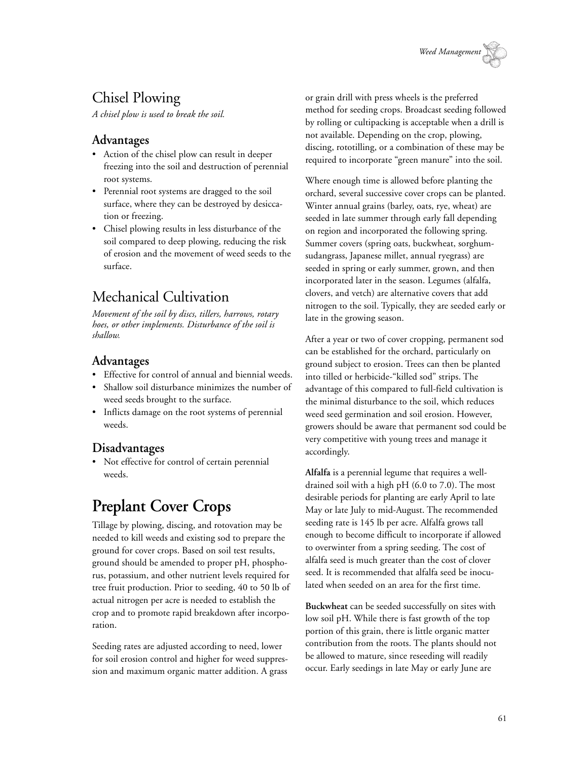## Chisel Plowing

*A chisel plow is used to break the soil.*

### Advantages

- Action of the chisel plow can result in deeper freezing into the soil and destruction of perennial root systems.
- Perennial root systems are dragged to the soil surface, where they can be destroyed by desiccation or freezing.
- Chisel plowing results in less disturbance of the soil compared to deep plowing, reducing the risk of erosion and the movement of weed seeds to the surface.

## Mechanical Cultivation

*Movement of the soil by discs, tillers, harrows, rotary hoes, or other implements. Disturbance of the soil is shallow.*

### Advantages

- Effective for control of annual and biennial weeds.
- Shallow soil disturbance minimizes the number of weed seeds brought to the surface.
- Inflicts damage on the root systems of perennial weeds.

### Disadvantages

- Not effective for control of certain perennial weeds.

# Preplant Cover Crops

Tillage by plowing, discing, and rotovation may be needed to kill weeds and existing sod to prepare the ground for cover crops. Based on soil test results, ground should be amended to proper pH, phosphorus, potassium, and other nutrient levels required for tree fruit production. Prior to seeding, 40 to 50 lb of actual nitrogen per acre is needed to establish the crop and to promote rapid breakdown after incorporation.

Seeding rates are adjusted according to need, lower for soil erosion control and higher for weed suppression and maximum organic matter addition. A grass or grain drill with press wheels is the preferred method for seeding crops. Broadcast seeding followed by rolling or cultipacking is acceptable when a drill is not available. Depending on the crop, plowing, discing, rototilling, or a combination of these may be required to incorporate "green manure" into the soil.

Where enough time is allowed before planting the orchard, several successive cover crops can be planted. Winter annual grains (barley, oats, rye, wheat) are seeded in late summer through early fall depending on region and incorporated the following spring. Summer covers (spring oats, buckwheat, sorghum-sudangrass, Japanese millet, annual ryegrass) are seeded in spring or early summer, grown, and then incorporated later in the season. Legumes (alfalfa, clovers, and vetch) are alternative covers that add nitrogen to the soil. Typically, they are seeded early or late in the growing season.

After a year or two of cover cropping, permanent sod can be established for the orchard, particularly on ground subject to erosion. Trees can then be planted into tilled or herbicide-"killed sod" strips. The advantage of this compared to full-field cultivation is the minimal disturbance to the soil, which reduces weed seed germination and soil erosion. However, growers should be aware that permanent sod could be very competitive with young trees and manage it accordingly.

**Alfalfa** is a perennial legume that requires a well-drained soil with a high pH (6.0 to 7.0). The most desirable periods for planting are early April to late May or late July to mid-August. The recommended seeding rate is 145 lb per acre. Alfalfa grows tall enough to become difficult to incorporate if allowed to overwinter from a spring seeding. The cost of alfalfa seed is much greater than the cost of clover seed. It is recommended that alfalfa seed be inoculated when seeded on an area for the first time.

**Buckwheat** can be seeded successfully on sites with low soil pH. While there is fast growth of the top portion of this grain, there is little organic matter contribution from the roots. The plants should not be allowed to mature, since reseeding will readily occur. Early seedings in late May or early June are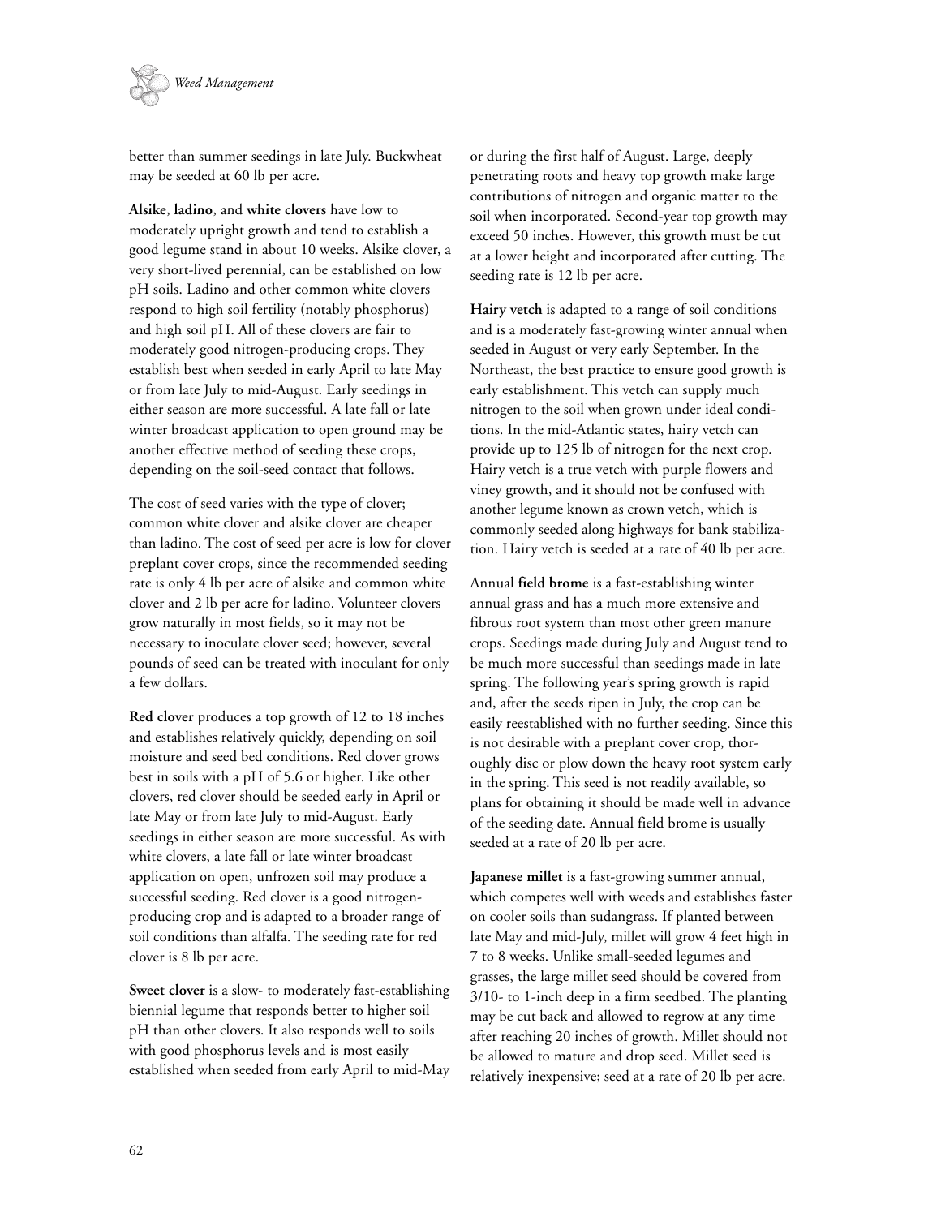better than summer seedings in late July. Buckwheat may be seeded at 60 lb per acre.

**Alsike**, **ladino**, and **white clovers** have low to moderately upright growth and tend to establish a good legume stand in about 10 weeks. Alsike clover, a very short-lived perennial, can be established on low pH soils. Ladino and other common white clovers respond to high soil fertility (notably phosphorus) and high soil pH. All of these clovers are fair to moderately good nitrogen-producing crops. They establish best when seeded in early April to late May or from late July to mid-August. Early seedings in either season are more successful. A late fall or late winter broadcast application to open ground may be another effective method of seeding these crops, depending on the soil-seed contact that follows.

The cost of seed varies with the type of clover; common white clover and alsike clover are cheaper than ladino. The cost of seed per acre is low for clover preplant cover crops, since the recommended seeding rate is only 4 lb per acre of alsike and common white clover and 2 lb per acre for ladino. Volunteer clovers grow naturally in most fields, so it may not be necessary to inoculate clover seed; however, several pounds of seed can be treated with inoculant for only a few dollars.

**Red clover** produces a top growth of 12 to 18 inches and establishes relatively quickly, depending on soil moisture and seed bed conditions. Red clover grows best in soils with a pH of 5.6 or higher. Like other clovers, red clover should be seeded early in April or late May or from late July to mid-August. Early seedings in either season are more successful. As with white clovers, a late fall or late winter broadcast application on open, unfrozen soil may produce a successful seeding. Red clover is a good nitrogen-producing crop and is adapted to a broader range of soil conditions than alfalfa. The seeding rate for red clover is 8 lb per acre.

**Sweet clover** is a slow- to moderately fast-establishing biennial legume that responds better to higher soil pH than other clovers. It also responds well to soils with good phosphorus levels and is most easily established when seeded from early April to mid-May or during the first half of August. Large, deeply penetrating roots and heavy top growth make large contributions of nitrogen and organic matter to the soil when incorporated. Second-year top growth may exceed 50 inches. However, this growth must be cut at a lower height and incorporated after cutting. The seeding rate is 12 lb per acre.

**Hairy vetch** is adapted to a range of soil conditions and is a moderately fast-growing winter annual when seeded in August or very early September. In the Northeast, the best practice to ensure good growth is early establishment. This vetch can supply much nitrogen to the soil when grown under ideal conditions. In the mid-Atlantic states, hairy vetch can provide up to 125 lb of nitrogen for the next crop. Hairy vetch is a true vetch with purple flowers and viney growth, and it should not be confused with another legume known as crown vetch, which is commonly seeded along highways for bank stabilization. Hairy vetch is seeded at a rate of 40 lb per acre.

Annual **field brome** is a fast-establishing winter annual grass and has a much more extensive and fibrous root system than most other green manure crops. Seedings made during July and August tend to be much more successful than seedings made in late spring. The following year's spring growth is rapid and, after the seeds ripen in July, the crop can be easily reestablished with no further seeding. Since this is not desirable with a preplant cover crop, thoroughly disc or plow down the heavy root system early in the spring. This seed is not readily available, so plans for obtaining it should be made well in advance of the seeding date. Annual field brome is usually seeded at a rate of 20 lb per acre.

**Japanese millet** is a fast-growing summer annual, which competes well with weeds and establishes faster on cooler soils than sudangrass. If planted between late May and mid-July, millet will grow 4 feet high in 7 to 8 weeks. Unlike small-seeded legumes and grasses, the large millet seed should be covered from 3/10- to 1-inch deep in a firm seedbed. The planting may be cut back and allowed to regrow at any time after reaching 20 inches of growth. Millet should not be allowed to mature and drop seed. Millet seed is relatively inexpensive; seed at a rate of 20 lb per acre.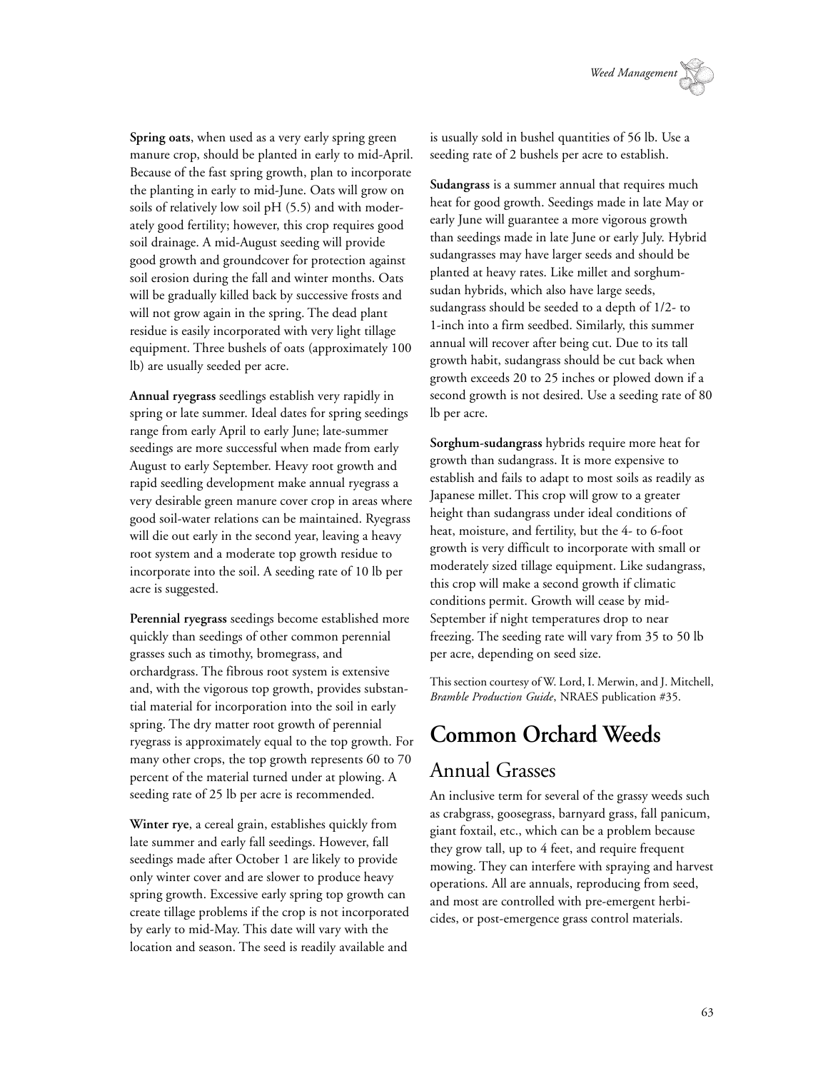**Spring oats**, when used as a very early spring green manure crop, should be planted in early to mid-April. Because of the fast spring growth, plan to incorporate the planting in early to mid-June. Oats will grow on soils of relatively low soil pH (5.5) and with moderately good fertility; however, this crop requires good soil drainage. A mid-August seeding will provide good growth and groundcover for protection against soil erosion during the fall and winter months. Oats will be gradually killed back by successive frosts and will not grow again in the spring. The dead plant residue is easily incorporated with very light tillage equipment. Three bushels of oats (approximately 100 lb) are usually seeded per acre.

**Annual ryegrass** seedlings establish very rapidly in spring or late summer. Ideal dates for spring seedings range from early April to early June; late-summer seedings are more successful when made from early August to early September. Heavy root growth and rapid seedling development make annual ryegrass a very desirable green manure cover crop in areas where good soil-water relations can be maintained. Ryegrass will die out early in the second year, leaving a heavy root system and a moderate top growth residue to incorporate into the soil. A seeding rate of 10 lb per acre is suggested.

**Perennial ryegrass** seedings become established more quickly than seedings of other common perennial grasses such as timothy, bromegrass, and orchardgrass. The fibrous root system is extensive and, with the vigorous top growth, provides substantial material for incorporation into the soil in early spring. The dry matter root growth of perennial ryegrass is approximately equal to the top growth. For many other crops, the top growth represents 60 to 70 percent of the material turned under at plowing. A seeding rate of 25 lb per acre is recommended.

**Winter rye**, a cereal grain, establishes quickly from late summer and early fall seedings. However, fall seedings made after October 1 are likely to provide only winter cover and are slower to produce heavy spring growth. Excessive early spring top growth can create tillage problems if the crop is not incorporated by early to mid-May. This date will vary with the location and season. The seed is readily available and is usually sold in bushel quantities of 56 lb. Use a seeding rate of 2 bushels per acre to establish.

**Sudangrass** is a summer annual that requires much heat for good growth. Seedings made in late May or early June will guarantee a more vigorous growth than seedings made in late June or early July. Hybrid sudangrasses may have larger seeds and should be planted at heavy rates. Like millet and sorghum-sudan hybrids, which also have large seeds, sudangrass should be seeded to a depth of 1/2- to 1-inch into a firm seedbed. Similarly, this summer annual will recover after being cut. Due to its tall growth habit, sudangrass should be cut back when growth exceeds 20 to 25 inches or plowed down if a second growth is not desired. Use a seeding rate of 80 lb per acre.

**Sorghum-sudangrass** hybrids require more heat for growth than sudangrass. It is more expensive to establish and fails to adapt to most soils as readily as Japanese millet. This crop will grow to a greater height than sudangrass under ideal conditions of heat, moisture, and fertility, but the 4- to 6-foot growth is very difficult to incorporate with small or moderately sized tillage equipment. Like sudangrass, this crop will make a second growth if climatic conditions permit. Growth will cease by mid-September if night temperatures drop to near freezing. The seeding rate will vary from 35 to 50 lb per acre, depending on seed size.

This section courtesy of W. Lord, I. Merwin, and J. Mitchell, *Bramble Production Guide*, NRAES publication #35.

# Common Orchard Weeds

## Annual Grasses

An inclusive term for several of the grassy weeds such as crabgrass, goosegrass, barnyard grass, fall panicum, giant foxtail, etc., which can be a problem because they grow tall, up to 4 feet, and require frequent mowing. They can interfere with spraying and harvest operations. All are annuals, reproducing from seed, and most are controlled with pre-emergent herbicides, or post-emergence grass control materials.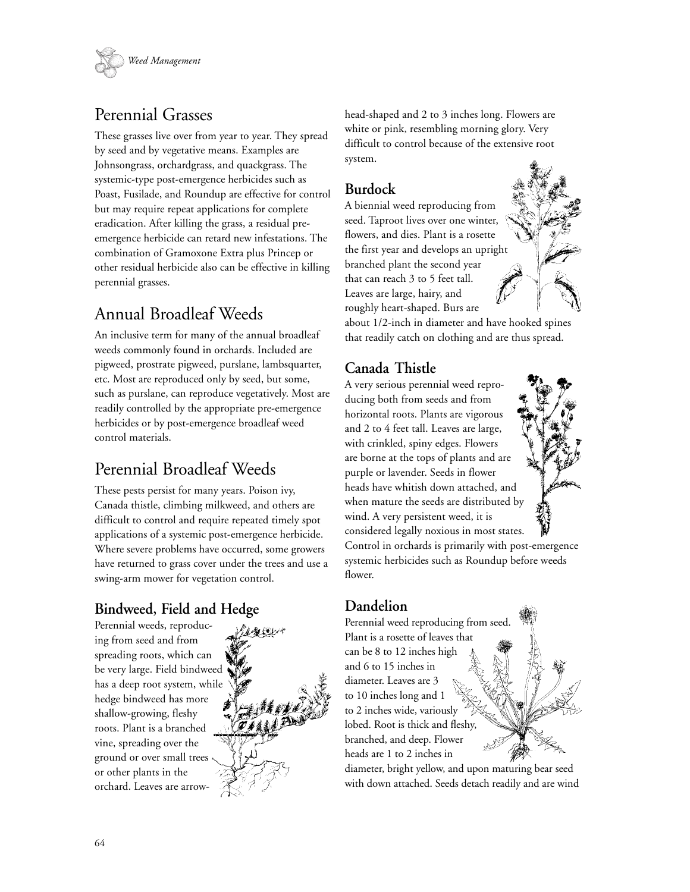## Perennial Grasses

These grasses live over from year to year. They spread by seed and by vegetative means. Examples are Johnsongrass, orchardgrass, and quackgrass. The systemic-type post-emergence herbicides such as Poast, Fusilade, and Roundup are effective for control but may require repeat applications for complete eradication. After killing the grass, a residual pre-emergence herbicide can retard new infestations. The combination of Gramoxone Extra plus Princep or other residual herbicide also can be effective in killing perennial grasses.

## Annual Broadleaf Weeds

An inclusive term for many of the annual broadleaf weeds commonly found in orchards. Included are pigweed, prostrate pigweed, purslane, lambsquarter, etc. Most are reproduced only by seed, but some, such as purslane, can reproduce vegetatively. Most are readily controlled by the appropriate pre-emergence herbicides or by post-emergence broadleaf weed control materials.

## Perennial Broadleaf Weeds

These pests persist for many years. Poison ivy, Canada thistle, climbing milkweed, and others are difficult to control and require repeated timely spot applications of a systemic post-emergence herbicide. Where severe problems have occurred, some growers have returned to grass cover under the trees and use a swing-arm mower for vegetation control.

### Bindweed, Field and Hedge

Perennial weeds, reproducing from seed and from spreading roots, which can be very large. Field bindweed has a deep root system, while hedge bindweed has more shallow-growing, fleshy roots. Plant is a branched vine, spreading over the ground or over small trees or other plants in the orchard. Leaves are arrow-head-shaped and 2 to 3 inches long. Flowers are white or pink, resembling morning glory. Very difficult to control because of the extensive root system.

### Burdock

A biennial weed reproducing from seed. Taproot lives over one winter, flowers, and dies. Plant is a rosette the first year and develops an upright branched plant the second year that can reach 3 to 5 feet tall. Leaves are large, hairy, and roughly heart-shaped. Burs are about 1/2-inch in diameter and have hooked spines that readily catch on clothing and are thus spread.

### Canada Thistle

A very serious perennial weed reproducing both from seeds and from horizontal roots. Plants are vigorous and 2 to 4 feet tall. Leaves are large, with crinkled, spiny edges. Flowers are borne at the tops of plants and are purple or lavender. Seeds in flower heads have whitish down attached, and when mature the seeds are distributed by wind. A very persistent weed, it is considered legally noxious in most states. Control in orchards is primarily with post-emergence systemic herbicides such as Roundup before weeds flower.

### Dandelion

Perennial weed reproducing from seed. Plant is a rosette of leaves that can be 8 to 12 inches high and 6 to 15 inches in diameter. Leaves are 3 to 10 inches long and 1 to 2 inches wide, variously lobed. Root is thick and fleshy, branched, and deep. Flower heads are 1 to 2 inches in diameter, bright yellow, and upon maturing bear seed with down attached. Seeds detach readily and are wind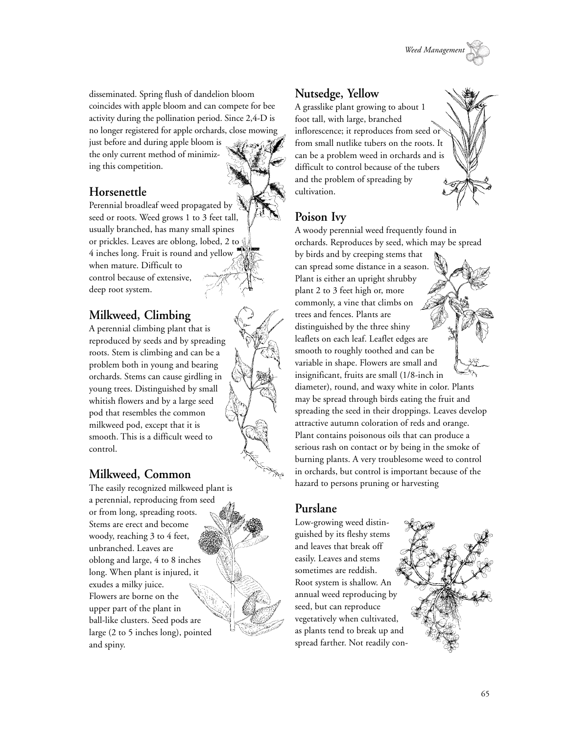disseminated. Spring flush of dandelion bloom coincides with apple bloom and can compete for bee activity during the pollination period. Since 2,4-D is no longer registered for apple orchards, close mowing just before and during apple bloom is the only current method of minimizing this competition.

### Horsenettle

Perennial broadleaf weed propagated by seed or roots. Weed grows 1 to 3 feet tall, usually branched, has many small spines or prickles. Leaves are oblong, lobed, 2 to 4 inches long. Fruit is round and yellow when mature. Difficult to control because of extensive, deep root system.

### Milkweed, Climbing

A perennial climbing plant that is reproduced by seeds and by spreading roots. Stem is climbing and can be a problem both in young and bearing orchards. Stems can cause girdling in young trees. Distinguished by small whitish flowers and by a large seed pod that resembles the common milkweed pod, except that it is smooth. This is a difficult weed to control.

### Milkweed, Common

The easily recognized milkweed plant is a perennial, reproducing from seed or from long, spreading roots. Stems are erect and become woody, reaching 3 to 4 feet, unbranched. Leaves are oblong and large, 4 to 8 inches long. When plant is injured, it exudes a milky juice. Flowers are borne on the upper part of the plant in ball-like clusters. Seed pods are large (2 to 5 inches long), pointed and spiny.

### Nutsedge, Yellow

A grasslike plant growing to about 1 foot tall, with large, branched inflorescence; it reproduces from seed or from small nutlike tubers on the roots. It can be a problem weed in orchards and is difficult to control because of the tubers and the problem of spreading by cultivation.

### Poison Ivy

A woody perennial weed frequently found in orchards. Reproduces by seed, which may be spread by birds and by creeping stems that can spread some distance in a season. Plant is either an upright shrubby plant 2 to 3 feet high or, more commonly, a vine that climbs on trees and fences. Plants are distinguished by the three shiny leaflets on each leaf. Leaflet edges are smooth to roughly toothed and can be variable in shape. Flowers are small and insignificant, fruits are small (1/8-inch in diameter), round, and waxy white in color. Plants may be spread through birds eating the fruit and spreading the seed in their droppings. Leaves develop attractive autumn coloration of reds and orange. Plant contains poisonous oils that can produce a serious rash on contact or by being in the smoke of burning plants. A very troublesome weed to control in orchards, but control is important because of the hazard to persons pruning or harvesting

### Purslane

Low-growing weed distinguished by its fleshy stems and leaves that break off easily. Leaves and stems sometimes are reddish. Root system is shallow. An annual weed reproducing by seed, but can reproduce vegetatively when cultivated, as plants tend to break up and spread farther. Not readily con-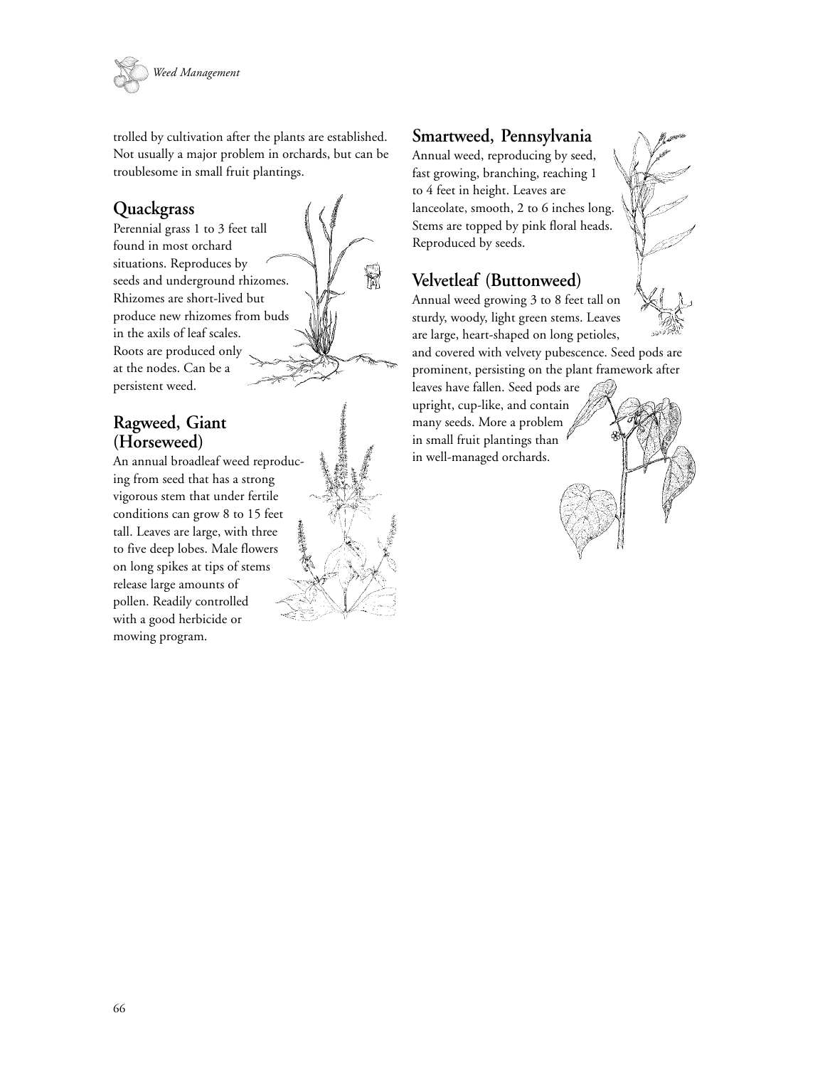trolled by cultivation after the plants are established. Not usually a major problem in orchards, but can be troublesome in small fruit plantings.

## Quackgrass

Perennial grass 1 to 3 feet tall found in most orchard situations. Reproduces by seeds and underground rhizomes. Rhizomes are short-lived but produce new rhizomes from buds in the axils of leaf scales. Roots are produced only at the nodes. Can be a persistent weed.

## Ragweed, Giant (Horseweed)

An annual broadleaf weed reproducing from seed that has a strong vigorous stem that under fertile conditions can grow 8 to 15 feet tall. Leaves are large, with three to five deep lobes. Male flowers on long spikes at tips of stems release large amounts of pollen. Readily controlled with a good herbicide or mowing program.

## Smartweed, Pennsylvania

Annual weed, reproducing by seed, fast growing, branching, reaching 1 to 4 feet in height. Leaves are lanceolate, smooth, 2 to 6 inches long. Stems are topped by pink floral heads. Reproduced by seeds.

## Velvetleaf (Buttonweed)

Annual weed growing 3 to 8 feet tall on sturdy, woody, light green stems. Leaves are large, heart-shaped on long petioles, and covered with velvety pubescence. Seed pods are prominent, persisting on the plant framework after leaves have fallen. Seed pods are upright, cup-like, and contain many seeds. More a problem in small fruit plantings than in well-managed orchards.